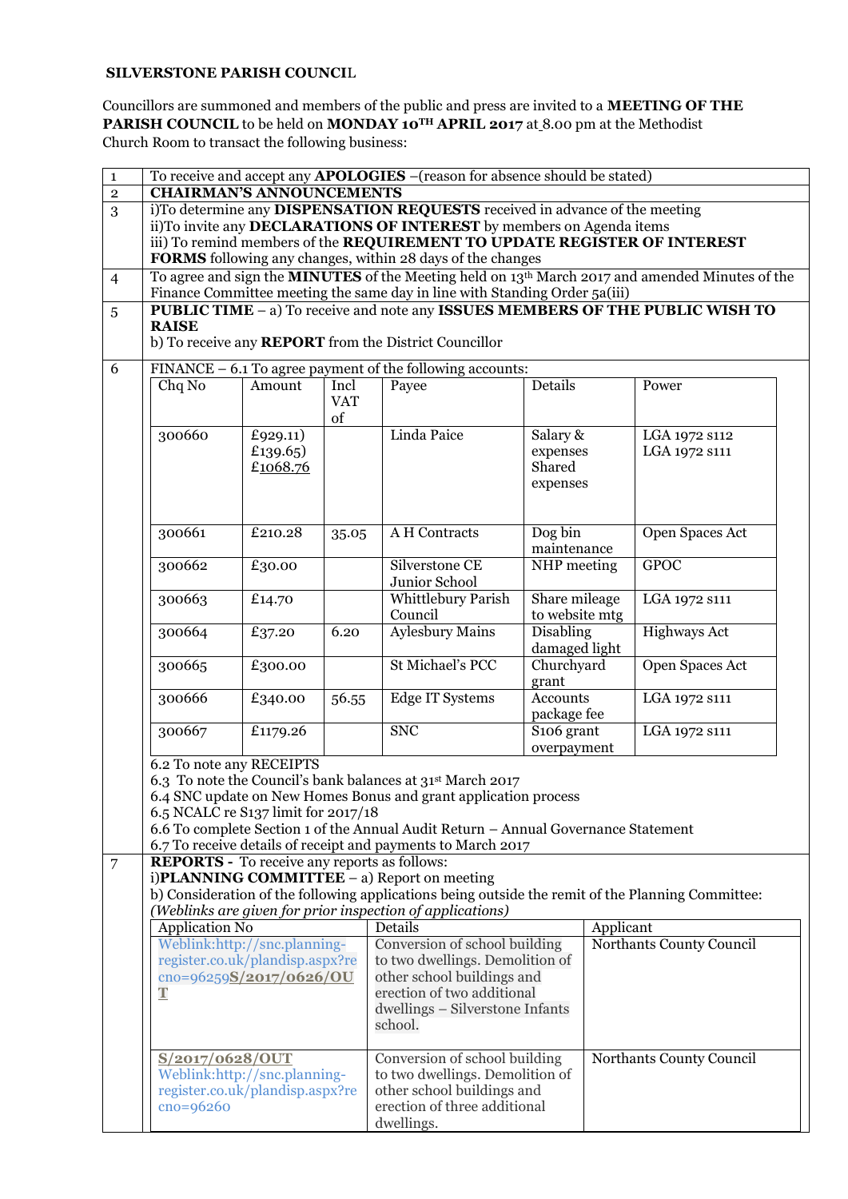**SILVERSTONE PARISH COUNCIL**

Councillors are summoned and members of the public and press are invited to a **MEETING OF THE PARISH COUNCIL** to be held on **MONDAY 10TH APRIL 2017** at 8.00 pm at the Methodist Church Room to transact the following business:

| | |
|---|---|
| 1 | To receive and accept any **APOLOGIES** –(reason for absence should be stated) |
| 2 | **CHAIRMAN'S ANNOUNCEMENTS** |
| 3 | i)To determine any **DISPENSATION REQUESTS** received in advance of the meeting<br>ii)To invite any **DECLARATIONS OF INTEREST** by members on Agenda items<br>iii) To remind members of the **REQUIREMENT TO UPDATE REGISTER OF INTEREST FORMS** following any changes, within 28 days of the changes |
| 4 | To agree and sign the **MINUTES** of the Meeting held on 13th March 2017 and amended Minutes of the Finance Committee meeting the same day in line with Standing Order 5a(iii) |
| 5 | **PUBLIC TIME** – a) To receive and note any **ISSUES MEMBERS OF THE PUBLIC WISH TO RAISE**<br>b) To receive any **REPORT** from the District Councillor |
| 6 | FINANCE – 6.1 To agree payment of the following accounts: |

| Chq No | Amount | Incl VAT of | Payee | Details | Power |
|---|---|---|---|---|---|
| 300660 | £929.11)<br>£139.65)<br>£1068.76 | | Linda Paice | Salary & expenses<br>Shared expenses | LGA 1972 s112<br>LGA 1972 s111 |
| 300661 | £210.28 | 35.05 | A H Contracts | Dog bin maintenance | Open Spaces Act |
| 300662 | £30.00 | | Silverstone CE Junior School | NHP meeting | GPOC |
| 300663 | £14.70 | | Whittlebury Parish Council | Share mileage to website mtg | LGA 1972 s111 |
| 300664 | £37.20 | 6.20 | Aylesbury Mains | Disabling damaged light | Highways Act |
| 300665 | £300.00 | | St Michael's PCC | Churchyard grant | Open Spaces Act |
| 300666 | £340.00 | 56.55 | Edge IT Systems | Accounts package fee | LGA 1972 s111 |
| 300667 | £1179.26 | | SNC | S106 grant overpayment | LGA 1972 s111 |

6.2 To note any RECEIPTS
6.3 To note the Council's bank balances at 31st March 2017
6.4 SNC update on New Homes Bonus and grant application process
6.5 NCALC re S137 limit for 2017/18
6.6 To complete Section 1 of the Annual Audit Return – Annual Governance Statement
6.7 To receive details of receipt and payments to March 2017

7 **REPORTS -** To receive any reports as follows:
i)**PLANNING COMMITTEE** – a) Report on meeting
b) Consideration of the following applications being outside the remit of the Planning Committee:
*(Weblinks are given for prior inspection of applications)*

| Application No | Details | Applicant |
|---|---|---|
| Weblink:http://snc.planning-register.co.uk/plandisp.aspx?recno=96259**S/2017/0626/OUT** | Conversion of school building to two dwellings. Demolition of other school buildings and erection of two additional dwellings – Silverstone Infants school. | Northants County Council |
| **S/2017/0628/OUT**<br>Weblink:http://snc.planning-register.co.uk/plandisp.aspx?recno=96260 | Conversion of school building to two dwellings. Demolition of other school buildings and erection of three additional dwellings. | Northants County Council |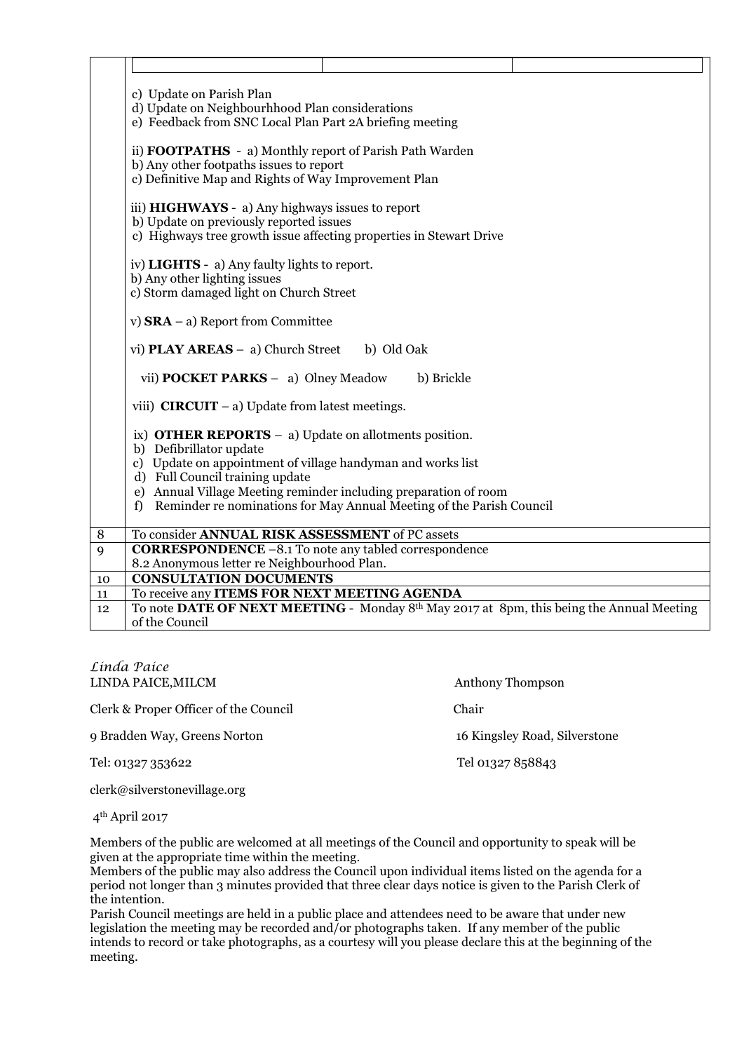| | |
|---|---|
| | c) Update on Parish Plan<br>d) Update on Neighbourhhood Plan considerations<br>e) Feedback from SNC Local Plan Part 2A briefing meeting<br><br>ii) **FOOTPATHS** - a) Monthly report of Parish Path Warden<br>b) Any other footpaths issues to report<br>c) Definitive Map and Rights of Way Improvement Plan<br><br>iii) **HIGHWAYS** - a) Any highways issues to report<br>b) Update on previously reported issues<br>c) Highways tree growth issue affecting properties in Stewart Drive<br><br>iv) **LIGHTS** - a) Any faulty lights to report.<br>b) Any other lighting issues<br>c) Storm damaged light on Church Street<br><br>v) **SRA** – a) Report from Committee<br><br>vi) **PLAY AREAS** – a) Church Street b) Old Oak<br><br>vii) **POCKET PARKS** – a) Olney Meadow b) Brickle<br><br>viii) **CIRCUIT** – a) Update from latest meetings.<br><br>ix) **OTHER REPORTS** – a) Update on allotments position.<br>b) Defibrillator update<br>c) Update on appointment of village handyman and works list<br>d) Full Council training update<br>e) Annual Village Meeting reminder including preparation of room<br>f) Reminder re nominations for May Annual Meeting of the Parish Council |
| 8 | To consider **ANNUAL RISK ASSESSMENT** of PC assets |
| 9 | **CORRESPONDENCE** –8.1 To note any tabled correspondence<br>8.2 Anonymous letter re Neighbourhood Plan. |
| 10 | **CONSULTATION DOCUMENTS** |
| 11 | To receive any **ITEMS FOR NEXT MEETING AGENDA** |
| 12 | To note **DATE OF NEXT MEETING** - Monday 8th May 2017 at 8pm, this being the Annual Meeting of the Council |

*Linda Paice*
LINDA PAICE,MILCM

Clerk & Proper Officer of the Council

9 Bradden Way, Greens Norton

Tel: 01327 353622

clerk@silverstonevillage.org

Anthony Thompson

Chair

16 Kingsley Road, Silverstone

Tel 01327 858843

4th April 2017

Members of the public are welcomed at all meetings of the Council and opportunity to speak will be given at the appropriate time within the meeting.
Members of the public may also address the Council upon individual items listed on the agenda for a period not longer than 3 minutes provided that three clear days notice is given to the Parish Clerk of the intention.
Parish Council meetings are held in a public place and attendees need to be aware that under new legislation the meeting may be recorded and/or photographs taken. If any member of the public intends to record or take photographs, as a courtesy will you please declare this at the beginning of the meeting.